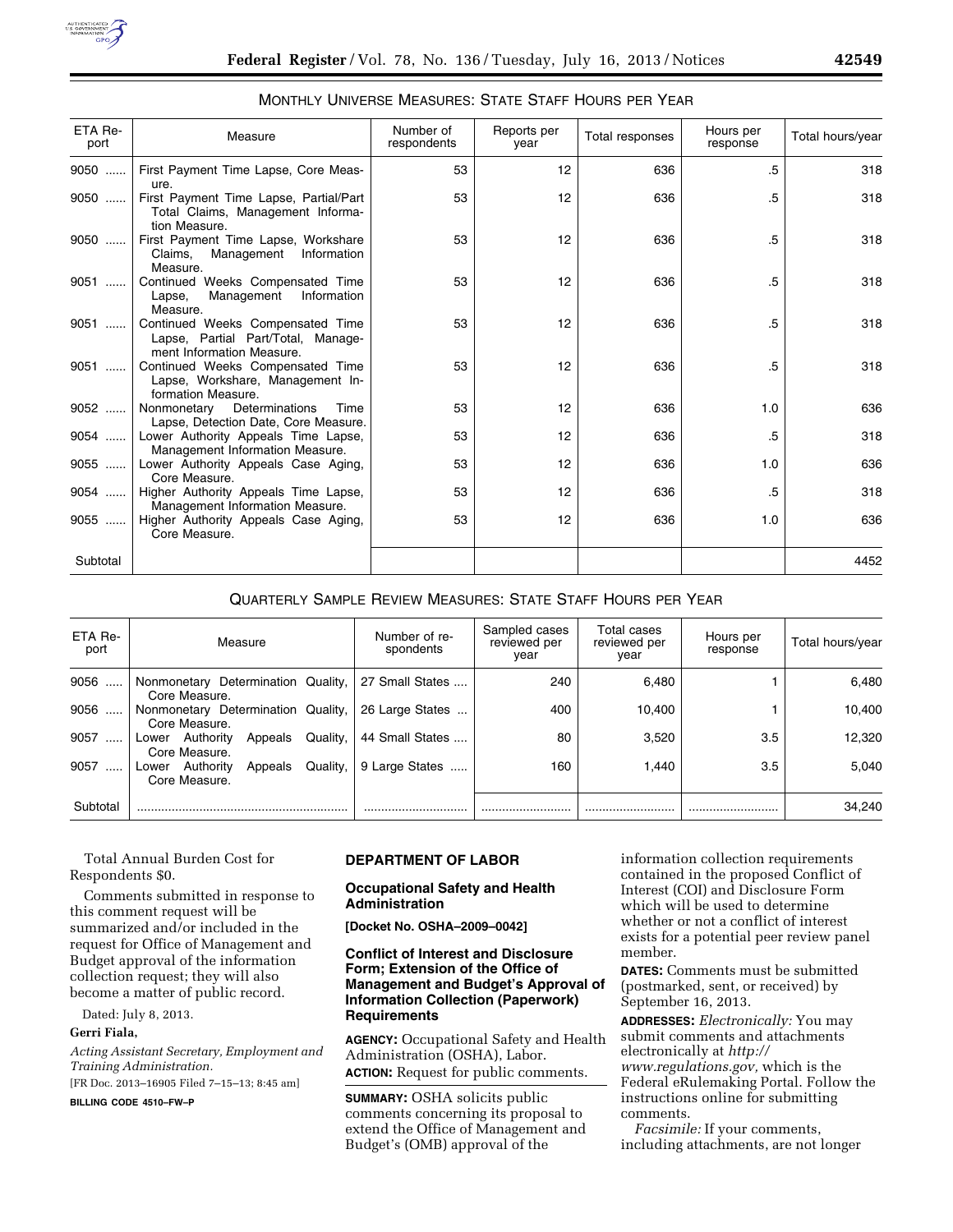MONTHLY UNIVERSE MEASURES: STATE STAFF HOURS PER YEAR

| ETA Report | Measure | Number of respondents | Reports per year | Total responses | Hours per response | Total hours/year |
|---|---|---|---|---|---|---|
| 9050 ...... | First Payment Time Lapse, Core Measure. | 53 | 12 | 636 | .5 | 318 |
| 9050 ...... | First Payment Time Lapse, Partial/Part Total Claims, Management Information Measure. | 53 | 12 | 636 | .5 | 318 |
| 9050 ...... | First Payment Time Lapse, Workshare Claims, Management Information Measure. | 53 | 12 | 636 | .5 | 318 |
| 9051 ...... | Continued Weeks Compensated Time Lapse, Management Information Measure. | 53 | 12 | 636 | .5 | 318 |
| 9051 ...... | Continued Weeks Compensated Time Lapse, Partial Part/Total, Management Information Measure. | 53 | 12 | 636 | .5 | 318 |
| 9051 ...... | Continued Weeks Compensated Time Lapse, Workshare, Management Information Measure. | 53 | 12 | 636 | .5 | 318 |
| 9052 ...... | Nonmonetary Determinations Time Lapse, Detection Date, Core Measure. | 53 | 12 | 636 | 1.0 | 636 |
| 9054 ...... | Lower Authority Appeals Time Lapse, Management Information Measure. | 53 | 12 | 636 | .5 | 318 |
| 9055 ...... | Lower Authority Appeals Case Aging, Core Measure. | 53 | 12 | 636 | 1.0 | 636 |
| 9054 ...... | Higher Authority Appeals Time Lapse, Management Information Measure. | 53 | 12 | 636 | .5 | 318 |
| 9055 ...... | Higher Authority Appeals Case Aging, Core Measure. | 53 | 12 | 636 | 1.0 | 636 |
| Subtotal | | | | | | 4452 |

QUARTERLY SAMPLE REVIEW MEASURES: STATE STAFF HOURS PER YEAR

| ETA Report | Measure | Number of respondents | Sampled cases reviewed per year | Total cases reviewed per year | Hours per response | Total hours/year |
|---|---|---|---|---|---|---|
| 9056 ..... | Nonmonetary Determination Quality, Core Measure. | 27 Small States .... | 240 | 6,480 | 1 | 6,480 |
| 9056 ..... | Nonmonetary Determination Quality, Core Measure. | 26 Large States ... | 400 | 10,400 | 1 | 10,400 |
| 9057 ..... | Lower Authority Appeals Quality, Core Measure. | 44 Small States .... | 80 | 3,520 | 3.5 | 12,320 |
| 9057 ..... | Lower Authority Appeals Quality, Core Measure. | 9 Large States ..... | 160 | 1,440 | 3.5 | 5,040 |
| Subtotal | ............................................................ | ............................ | .......................... | .......................... | .......................... | 34,240 |

Total Annual Burden Cost for Respondents $0.

Comments submitted in response to this comment request will be summarized and/or included in the request for Office of Management and Budget approval of the information collection request; they will also become a matter of public record.

Dated: July 8, 2013.

**Gerri Fiala,**

*Acting Assistant Secretary, Employment and Training Administration.*

[FR Doc. 2013–16905 Filed 7–15–13; 8:45 am]

**BILLING CODE 4510–FW–P**

## DEPARTMENT OF LABOR

### Occupational Safety and Health Administration

**[Docket No. OSHA–2009–0042]**

### Conflict of Interest and Disclosure Form; Extension of the Office of Management and Budget's Approval of Information Collection (Paperwork) Requirements

**AGENCY:** Occupational Safety and Health Administration (OSHA), Labor.

**ACTION:** Request for public comments.

**SUMMARY:** OSHA solicits public comments concerning its proposal to extend the Office of Management and Budget's (OMB) approval of the information collection requirements contained in the proposed Conflict of Interest (COI) and Disclosure Form which will be used to determine whether or not a conflict of interest exists for a potential peer review panel member.

**DATES:** Comments must be submitted (postmarked, sent, or received) by September 16, 2013.

**ADDRESSES:** *Electronically:* You may submit comments and attachments electronically at *http://www.regulations.gov,* which is the Federal eRulemaking Portal. Follow the instructions online for submitting comments.

*Facsimile:* If your comments, including attachments, are not longer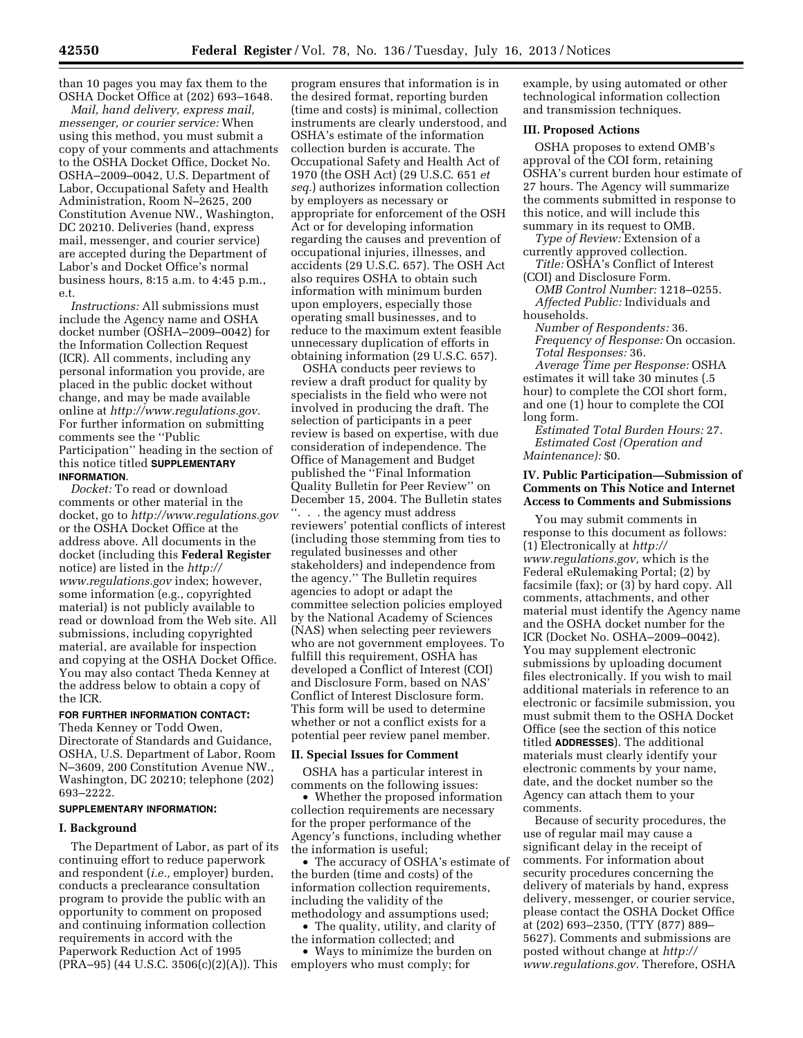than 10 pages you may fax them to the OSHA Docket Office at (202) 693–1648.

*Mail, hand delivery, express mail, messenger, or courier service:* When using this method, you must submit a copy of your comments and attachments to the OSHA Docket Office, Docket No. OSHA–2009–0042, U.S. Department of Labor, Occupational Safety and Health Administration, Room N–2625, 200 Constitution Avenue NW., Washington, DC 20210. Deliveries (hand, express mail, messenger, and courier service) are accepted during the Department of Labor's and Docket Office's normal business hours, 8:15 a.m. to 4:45 p.m., e.t.

*Instructions:* All submissions must include the Agency name and OSHA docket number (OSHA–2009–0042) for the Information Collection Request (ICR). All comments, including any personal information you provide, are placed in the public docket without change, and may be made available online at *http://www.regulations.gov.* For further information on submitting comments see the ''Public Participation'' heading in the section of this notice titled **SUPPLEMENTARY INFORMATION**.

*Docket:* To read or download comments or other material in the docket, go to *http://www.regulations.gov* or the OSHA Docket Office at the address above. All documents in the docket (including this **Federal Register** notice) are listed in the *http://www.regulations.gov* index; however, some information (e.g., copyrighted material) is not publicly available to read or download from the Web site. All submissions, including copyrighted material, are available for inspection and copying at the OSHA Docket Office. You may also contact Theda Kenney at the address below to obtain a copy of the ICR.

**FOR FURTHER INFORMATION CONTACT:** Theda Kenney or Todd Owen, Directorate of Standards and Guidance, OSHA, U.S. Department of Labor, Room N–3609, 200 Constitution Avenue NW., Washington, DC 20210; telephone (202) 693–2222.

**SUPPLEMENTARY INFORMATION:**

## I. Background

The Department of Labor, as part of its continuing effort to reduce paperwork and respondent (*i.e.,* employer) burden, conducts a preclearance consultation program to provide the public with an opportunity to comment on proposed and continuing information collection requirements in accord with the Paperwork Reduction Act of 1995 (PRA–95) (44 U.S.C. 3506(c)(2)(A)). This program ensures that information is in the desired format, reporting burden (time and costs) is minimal, collection instruments are clearly understood, and OSHA's estimate of the information collection burden is accurate. The Occupational Safety and Health Act of 1970 (the OSH Act) (29 U.S.C. 651 *et seq.*) authorizes information collection by employers as necessary or appropriate for enforcement of the OSH Act or for developing information regarding the causes and prevention of occupational injuries, illnesses, and accidents (29 U.S.C. 657). The OSH Act also requires OSHA to obtain such information with minimum burden upon employers, especially those operating small businesses, and to reduce to the maximum extent feasible unnecessary duplication of efforts in obtaining information (29 U.S.C. 657).

OSHA conducts peer reviews to review a draft product for quality by specialists in the field who were not involved in producing the draft. The selection of participants in a peer review is based on expertise, with due consideration of independence. The Office of Management and Budget published the ''Final Information Quality Bulletin for Peer Review'' on December 15, 2004. The Bulletin states ''. . . the agency must address reviewers' potential conflicts of interest (including those stemming from ties to regulated businesses and other stakeholders) and independence from the agency.'' The Bulletin requires agencies to adopt or adapt the committee selection policies employed by the National Academy of Sciences (NAS) when selecting peer reviewers who are not government employees. To fulfill this requirement, OSHA has developed a Conflict of Interest (COI) and Disclosure Form, based on NAS' Conflict of Interest Disclosure form. This form will be used to determine whether or not a conflict exists for a potential peer review panel member.

## II. Special Issues for Comment

OSHA has a particular interest in comments on the following issues:

- Whether the proposed information collection requirements are necessary for the proper performance of the Agency's functions, including whether the information is useful;
- The accuracy of OSHA's estimate of the burden (time and costs) of the information collection requirements, including the validity of the methodology and assumptions used;
- The quality, utility, and clarity of the information collected; and
- Ways to minimize the burden on employers who must comply; for example, by using automated or other technological information collection and transmission techniques.

## III. Proposed Actions

OSHA proposes to extend OMB's approval of the COI form, retaining OSHA's current burden hour estimate of 27 hours. The Agency will summarize the comments submitted in response to this notice, and will include this summary in its request to OMB.

*Type of Review:* Extension of a currently approved collection.

*Title:* OSHA's Conflict of Interest (COI) and Disclosure Form.

*OMB Control Number:* 1218–0255.

*Affected Public:* Individuals and households.

*Number of Respondents:* 36.

*Frequency of Response:* On occasion.

*Total Responses:* 36.

*Average Time per Response:* OSHA estimates it will take 30 minutes (.5 hour) to complete the COI short form, and one (1) hour to complete the COI long form.

*Estimated Total Burden Hours:* 27.

*Estimated Cost (Operation and Maintenance):* $0.

## IV. Public Participation—Submission of Comments on This Notice and Internet Access to Comments and Submissions

You may submit comments in response to this document as follows: (1) Electronically at *http://www.regulations.gov,* which is the Federal eRulemaking Portal; (2) by facsimile (fax); or (3) by hard copy. All comments, attachments, and other material must identify the Agency name and the OSHA docket number for the ICR (Docket No. OSHA–2009–0042). You may supplement electronic submissions by uploading document files electronically. If you wish to mail additional materials in reference to an electronic or facsimile submission, you must submit them to the OSHA Docket Office (see the section of this notice titled **ADDRESSES**). The additional materials must clearly identify your electronic comments by your name, date, and the docket number so the Agency can attach them to your comments.

Because of security procedures, the use of regular mail may cause a significant delay in the receipt of comments. For information about security procedures concerning the delivery of materials by hand, express delivery, messenger, or courier service, please contact the OSHA Docket Office at (202) 693–2350, (TTY (877) 889–5627). Comments and submissions are posted without change at *http://www.regulations.gov.* Therefore, OSHA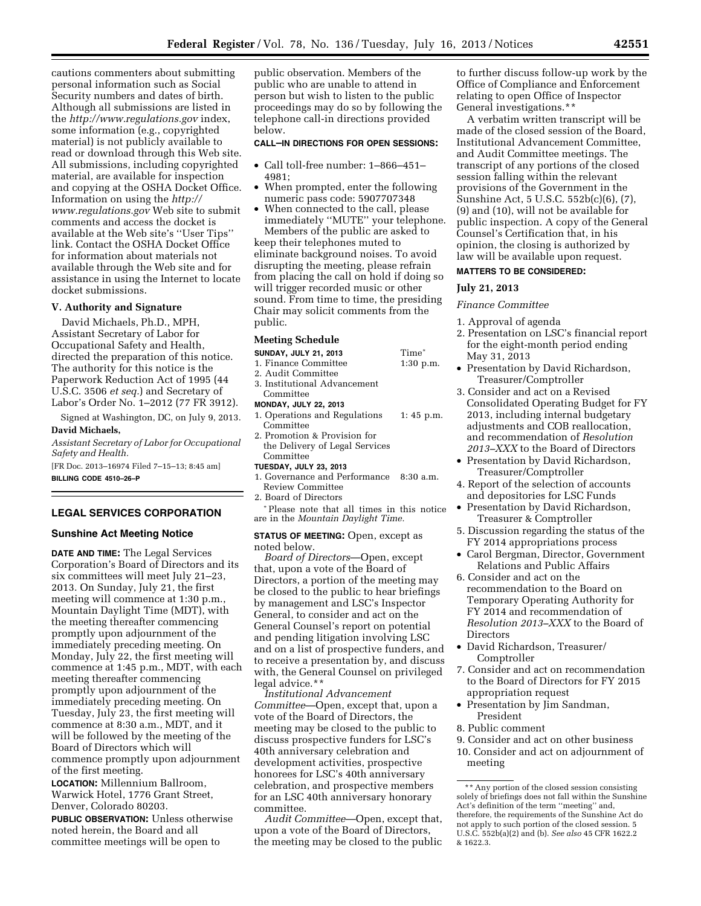cautions commenters about submitting personal information such as Social Security numbers and dates of birth. Although all submissions are listed in the *http://www.regulations.gov* index, some information (e.g., copyrighted material) is not publicly available to read or download through this Web site. All submissions, including copyrighted material, are available for inspection and copying at the OSHA Docket Office. Information on using the *http://www.regulations.gov* Web site to submit comments and access the docket is available at the Web site's ''User Tips'' link. Contact the OSHA Docket Office for information about materials not available through the Web site and for assistance in using the Internet to locate docket submissions.

### V. Authority and Signature

David Michaels, Ph.D., MPH, Assistant Secretary of Labor for Occupational Safety and Health, directed the preparation of this notice. The authority for this notice is the Paperwork Reduction Act of 1995 (44 U.S.C. 3506 *et seq.*) and Secretary of Labor's Order No. 1–2012 (77 FR 3912).

Signed at Washington, DC, on July 9, 2013.

**David Michaels,**

*Assistant Secretary of Labor for Occupational Safety and Health.*

[FR Doc. 2013–16974 Filed 7–15–13; 8:45 am]

**BILLING CODE 4510–26–P**

## LEGAL SERVICES CORPORATION

### Sunshine Act Meeting Notice

**DATE AND TIME:** The Legal Services Corporation's Board of Directors and its six committees will meet July 21–23, 2013. On Sunday, July 21, the first meeting will commence at 1:30 p.m., Mountain Daylight Time (MDT), with the meeting thereafter commencing promptly upon adjournment of the immediately preceding meeting. On Monday, July 22, the first meeting will commence at 1:45 p.m., MDT, with each meeting thereafter commencing promptly upon adjournment of the immediately preceding meeting. On Tuesday, July 23, the first meeting will commence at 8:30 a.m., MDT, and it will be followed by the meeting of the Board of Directors which will commence promptly upon adjournment of the first meeting.

**LOCATION:** Millennium Ballroom, Warwick Hotel, 1776 Grant Street, Denver, Colorado 80203.

**PUBLIC OBSERVATION:** Unless otherwise noted herein, the Board and all committee meetings will be open to public observation. Members of the public who are unable to attend in person but wish to listen to the public proceedings may do so by following the telephone call-in directions provided below.

**CALL–IN DIRECTIONS FOR OPEN SESSIONS:**

- Call toll-free number: 1–866–451–4981;
- When prompted, enter the following numeric pass code: 5907707348
- When connected to the call, please immediately ''MUTE'' your telephone.

Members of the public are asked to keep their telephones muted to eliminate background noises. To avoid disrupting the meeting, please refrain from placing the call on hold if doing so will trigger recorded music or other sound. From time to time, the presiding Chair may solicit comments from the public.

### Meeting Schedule

| | Time* |
|---|---|
| **SUNDAY, JULY 21, 2013** | |
| 1. Finance Committee | 1:30 p.m. |
| 2. Audit Committee | |
| 3. Institutional Advancement Committee | |
| **MONDAY, JULY 22, 2013** | |
| 1. Operations and Regulations Committee | 1: 45 p.m. |
| 2. Promotion & Provision for the Delivery of Legal Services Committee | |
| **TUESDAY, JULY 23, 2013** | |
| 1. Governance and Performance Review Committee | 8:30 a.m. |
| 2. Board of Directors | |

\* Please note that all times in this notice are in the *Mountain Daylight Time.*

**STATUS OF MEETING:** Open, except as noted below.

*Board of Directors*—Open, except that, upon a vote of the Board of Directors, a portion of the meeting may be closed to the public to hear briefings by management and LSC's Inspector General, to consider and act on the General Counsel's report on potential and pending litigation involving LSC and on a list of prospective funders, and to receive a presentation by, and discuss with, the General Counsel on privileged legal advice.**

*Institutional Advancement Committee*—Open, except that, upon a vote of the Board of Directors, the meeting may be closed to the public to discuss prospective funders for LSC's 40th anniversary celebration and development activities, prospective honorees for LSC's 40th anniversary celebration, and prospective members for an LSC 40th anniversary honorary committee.

*Audit Committee*—Open, except that, upon a vote of the Board of Directors, the meeting may be closed to the public to further discuss follow-up work by the Office of Compliance and Enforcement relating to open Office of Inspector General investigations.**

A verbatim written transcript will be made of the closed session of the Board, Institutional Advancement Committee, and Audit Committee meetings. The transcript of any portions of the closed session falling within the relevant provisions of the Government in the Sunshine Act, 5 U.S.C. 552b(c)(6), (7), (9) and (10), will not be available for public inspection. A copy of the General Counsel's Certification that, in his opinion, the closing is authorized by law will be available upon request.

**MATTERS TO BE CONSIDERED:**

**July 21, 2013**

*Finance Committee*

1. Approval of agenda
2. Presentation on LSC's financial report for the eight-month period ending May 31, 2013
   - Presentation by David Richardson, Treasurer/Comptroller
3. Consider and act on a Revised Consolidated Operating Budget for FY 2013, including internal budgetary adjustments and COB reallocation, and recommendation of *Resolution 2013–XXX* to the Board of Directors
   - Presentation by David Richardson, Treasurer/Comptroller
4. Report of the selection of accounts and depositories for LSC Funds
   - Presentation by David Richardson, Treasurer & Comptroller
5. Discussion regarding the status of the FY 2014 appropriations process
   - Carol Bergman, Director, Government Relations and Public Affairs
6. Consider and act on the recommendation to the Board on Temporary Operating Authority for FY 2014 and recommendation of *Resolution 2013–XXX* to the Board of Directors
   - David Richardson, Treasurer/Comptroller
7. Consider and act on recommendation to the Board of Directors for FY 2015 appropriation request
   - Presentation by Jim Sandman, President
8. Public comment
9. Consider and act on other business
10. Consider and act on adjournment of meeting

** Any portion of the closed session consisting solely of briefings does not fall within the Sunshine Act's definition of the term ''meeting'' and, therefore, the requirements of the Sunshine Act do not apply to such portion of the closed session. 5 U.S.C. 552b(a)(2) and (b). *See also* 45 CFR 1622.2 & 1622.3.